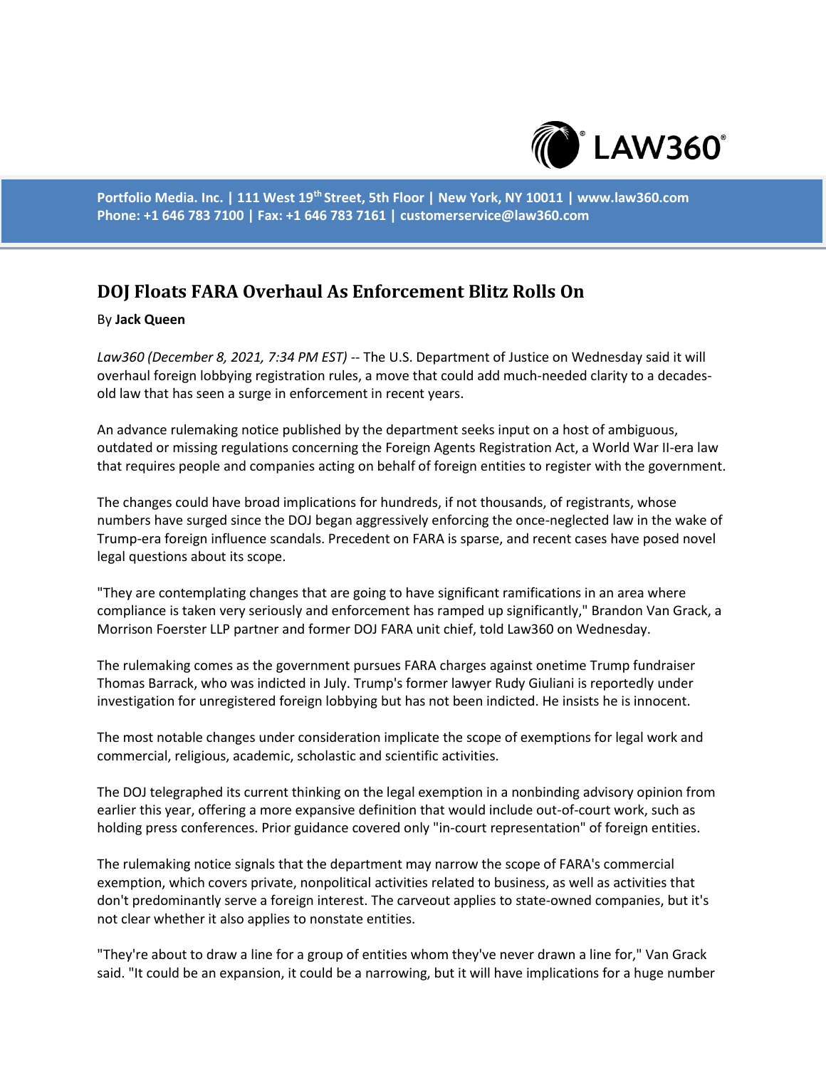Portfolio Media. Inc. | 111 West 19th Street, 5th Floor | New York, NY 10011 | www.law360.com
Phone: +1 646 783 7100 | Fax: +1 646 783 7161 | customerservice@law360.com

# DOJ Floats FARA Overhaul As Enforcement Blitz Rolls On

By **Jack Queen**

*Law360 (December 8, 2021, 7:34 PM EST)* -- The U.S. Department of Justice on Wednesday said it will overhaul foreign lobbying registration rules, a move that could add much-needed clarity to a decades-old law that has seen a surge in enforcement in recent years.

An advance rulemaking notice published by the department seeks input on a host of ambiguous, outdated or missing regulations concerning the Foreign Agents Registration Act, a World War II-era law that requires people and companies acting on behalf of foreign entities to register with the government.

The changes could have broad implications for hundreds, if not thousands, of registrants, whose numbers have surged since the DOJ began aggressively enforcing the once-neglected law in the wake of Trump-era foreign influence scandals. Precedent on FARA is sparse, and recent cases have posed novel legal questions about its scope.

"They are contemplating changes that are going to have significant ramifications in an area where compliance is taken very seriously and enforcement has ramped up significantly," Brandon Van Grack, a Morrison Foerster LLP partner and former DOJ FARA unit chief, told Law360 on Wednesday.

The rulemaking comes as the government pursues FARA charges against onetime Trump fundraiser Thomas Barrack, who was indicted in July. Trump's former lawyer Rudy Giuliani is reportedly under investigation for unregistered foreign lobbying but has not been indicted. He insists he is innocent.

The most notable changes under consideration implicate the scope of exemptions for legal work and commercial, religious, academic, scholastic and scientific activities.

The DOJ telegraphed its current thinking on the legal exemption in a nonbinding advisory opinion from earlier this year, offering a more expansive definition that would include out-of-court work, such as holding press conferences. Prior guidance covered only "in-court representation" of foreign entities.

The rulemaking notice signals that the department may narrow the scope of FARA's commercial exemption, which covers private, nonpolitical activities related to business, as well as activities that don't predominantly serve a foreign interest. The carveout applies to state-owned companies, but it's not clear whether it also applies to nonstate entities.

"They're about to draw a line for a group of entities whom they've never drawn a line for," Van Grack said. "It could be an expansion, it could be a narrowing, but it will have implications for a huge number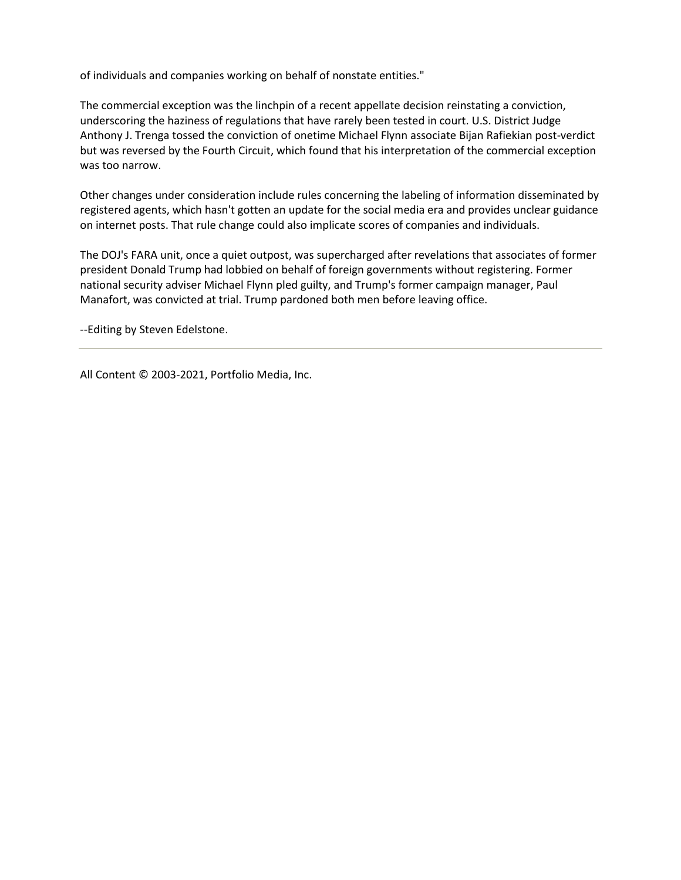of individuals and companies working on behalf of nonstate entities."

The commercial exception was the linchpin of a recent appellate decision reinstating a conviction, underscoring the haziness of regulations that have rarely been tested in court. U.S. District Judge Anthony J. Trenga tossed the conviction of onetime Michael Flynn associate Bijan Rafiekian post-verdict but was reversed by the Fourth Circuit, which found that his interpretation of the commercial exception was too narrow.

Other changes under consideration include rules concerning the labeling of information disseminated by registered agents, which hasn't gotten an update for the social media era and provides unclear guidance on internet posts. That rule change could also implicate scores of companies and individuals.

The DOJ's FARA unit, once a quiet outpost, was supercharged after revelations that associates of former president Donald Trump had lobbied on behalf of foreign governments without registering. Former national security adviser Michael Flynn pled guilty, and Trump's former campaign manager, Paul Manafort, was convicted at trial. Trump pardoned both men before leaving office.

--Editing by Steven Edelstone.

---

All Content © 2003-2021, Portfolio Media, Inc.